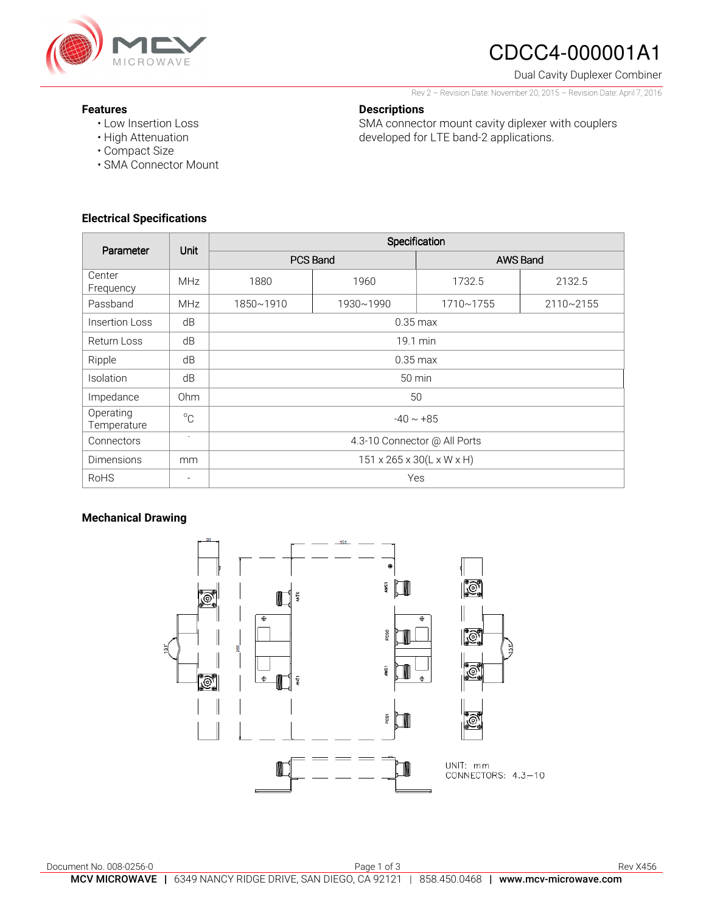# CDCC4-000001A1

Dual Cavity Duplexer Combiner

Rev 2 – Revision Date: November 20, 2015 – Revision Date: April 7, 2016

## Features

- Low Insertion Loss
- High Attenuation
- Compact Size
- SMA Connector Mount

## Descriptions

SMA connector mount cavity diplexer with couplers developed for LTE band-2 applications.

## Electrical Specifications

| Parameter | Unit | Specification | | | |
|---|---|---|---|---|---|
| | | PCS Band | | AWS Band | |
| Center Frequency | MHz | 1880 | 1960 | 1732.5 | 2132.5 |
| Passband | MHz | 1850~1910 | 1930~1990 | 1710~1755 | 2110~2155 |
| Insertion Loss | dB | 0.35 max | | | |
| Return Loss | dB | 19.1 min | | | |
| Ripple | dB | 0.35 max | | | |
| Isolation | dB | 50 min | | | |
| Impedance | Ohm | 50 | | | |
| Operating Temperature | °C | -40 ~ +85 | | | |
| Connectors | - | 4.3-10 Connector @ All Ports | | | |
| Dimensions | mm | 151 x 265 x 30(L x W x H) | | | |
| RoHS | - | Yes | | | |

## Mechanical Drawing

UNIT: mm
CONNECTORS: 4.3–10

Document No. 008-0256-0

Rev X456

**MCV MICROWAVE** | 6349 NANCY RIDGE DRIVE, SAN DIEGO, CA 92121 | 858.450.0468 | **www.mcv-microwave.com**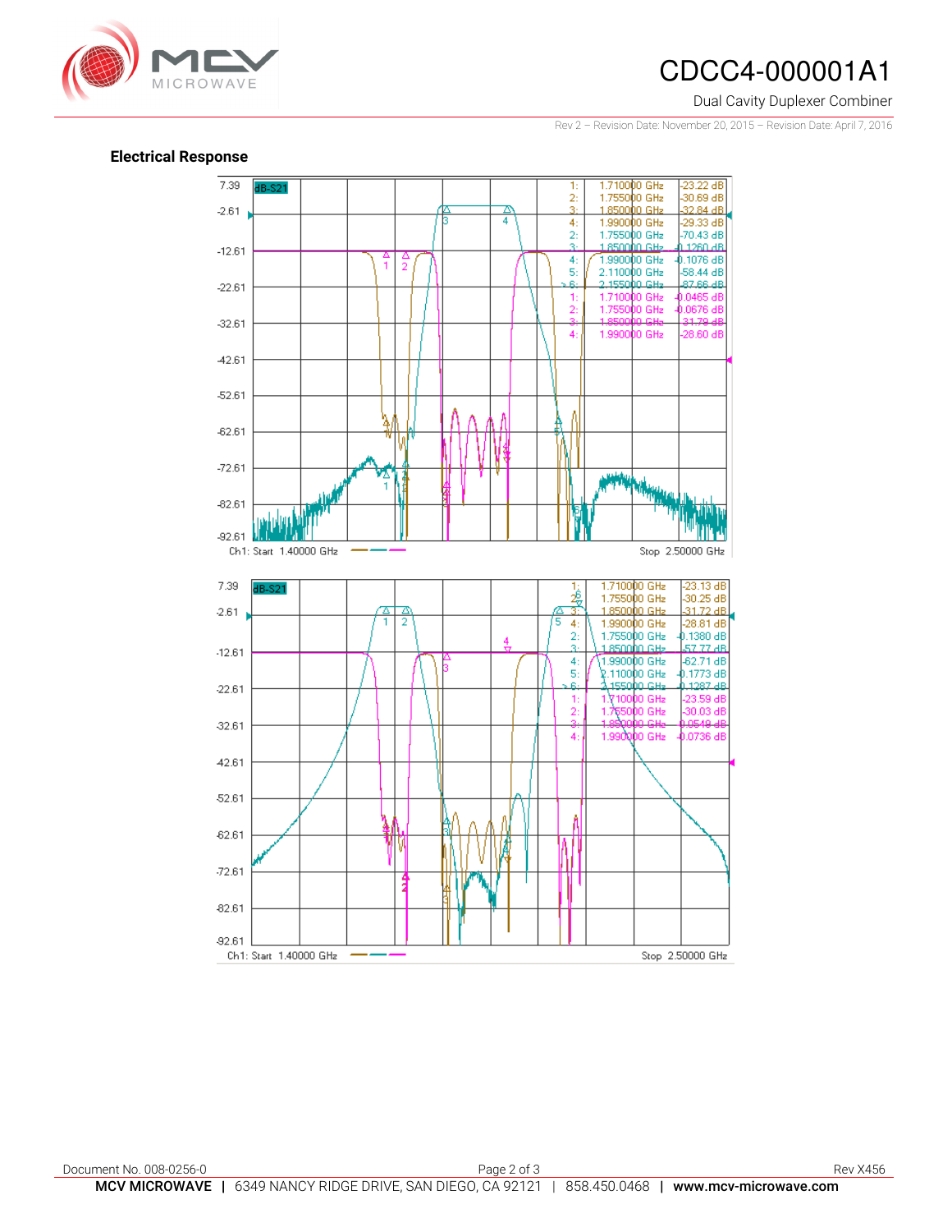## Electrical Response

| | Frequency | Value |
|---|---|---|
| 1: | 1.710000 GHz | -23.22 dB |
| 2: | 1.755000 GHz | -30.69 dB |
| 3: | 1.850000 GHz | -32.84 dB |
| 4: | 1.990000 GHz | -29.33 dB |
| 2: | 1.755000 GHz | -70.43 dB |
| 3: | 1.850000 GHz | -0.1260 dB |
| 4: | 1.990000 GHz | -0.1076 dB |
| 5: | 2.110000 GHz | -58.44 dB |
| 6: | 2.155000 GHz | -87.66 dB |
| 1: | 1.710000 GHz | -0.0465 dB |
| 2: | 1.755000 GHz | -0.0676 dB |
| 3: | 1.850000 GHz | -31.79 dB |
| 4: | 1.990000 GHz | -28.60 dB |

Ch1: Start 1.40000 GHz — Stop 2.50000 GHz

| | Frequency | Value |
|---|---|---|
| 1: | 1.710000 GHz | -23.13 dB |
| 2: | 1.755000 GHz | -30.25 dB |
| 3: | 1.850000 GHz | -31.72 dB |
| 4: | 1.990000 GHz | -28.81 dB |
| 2: | 1.755000 GHz | -0.1380 dB |
| 3: | 1.850000 GHz | -57.77 dB |
| 4: | 1.990000 GHz | -62.71 dB |
| 5: | 2.110000 GHz | -0.1773 dB |
| 6: | 2.155000 GHz | -0.1287 dB |
| 1: | 1.710000 GHz | -23.59 dB |
| 2: | 1.755000 GHz | -30.03 dB |
| 3: | 1.850000 GHz | -0.0549 dB |
| 4: | 1.990000 GHz | -0.0736 dB |

Ch1: Start 1.40000 GHz — Stop 2.50000 GHz

Document No. 008-0256-0 Rev X456

**MCV MICROWAVE** | 6349 NANCY RIDGE DRIVE, SAN DIEGO, CA 92121 | 858.450.0468 | **www.mcv-microwave.com**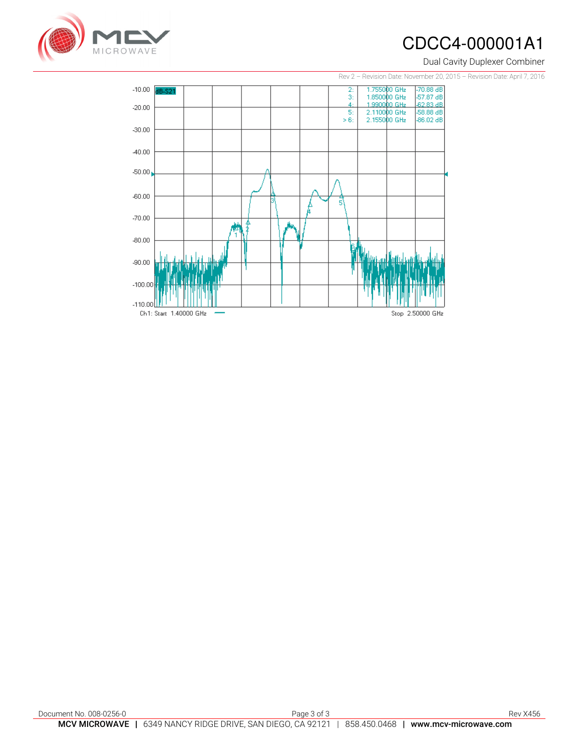Rev 2 – Revision Date: November 20, 2015 – Revision Date: April 7, 2016

dB-S21

-10.00
-20.00
-30.00
-40.00
-50.00
-60.00
-70.00
-80.00
-90.00
-100.00
-110.00

2: 1.755000 GHz -70.88 dB
3: 1.850000 GHz -57.87 dB
4: 1.990000 GHz -62.83 dB
5: 2.110000 GHz -58.88 dB
> 6: 2.155000 GHz -86.02 dB

Ch1: Start 1.40000 GHz

Stop 2.50000 GHz

Document No. 008-0256-0

Rev X456

**MCV MICROWAVE** | 6349 NANCY RIDGE DRIVE, SAN DIEGO, CA 92121 | 858.450.0468 | **www.mcv-microwave.com**